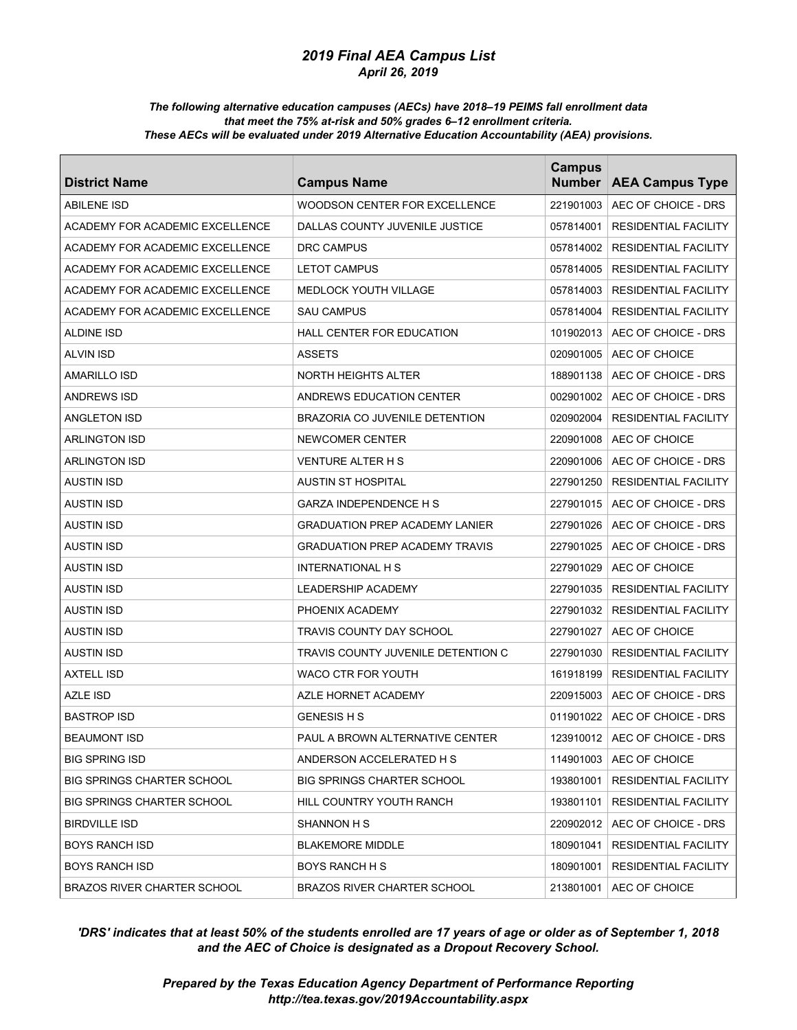# *2019 Final AEA Campus List*

***April 26, 2019***

***The following alternative education campuses (AECs) have 2018–19 PEIMS fall enrollment data that meet the 75% at-risk and 50% grades 6–12 enrollment criteria. These AECs will be evaluated under 2019 Alternative Education Accountability (AEA) provisions.***

| District Name | Campus Name | Campus Number | AEA Campus Type |
|---|---|---|---|
| ABILENE ISD | WOODSON CENTER FOR EXCELLENCE | 221901003 | AEC OF CHOICE - DRS |
| ACADEMY FOR ACADEMIC EXCELLENCE | DALLAS COUNTY JUVENILE JUSTICE | 057814001 | RESIDENTIAL FACILITY |
| ACADEMY FOR ACADEMIC EXCELLENCE | DRC CAMPUS | 057814002 | RESIDENTIAL FACILITY |
| ACADEMY FOR ACADEMIC EXCELLENCE | LETOT CAMPUS | 057814005 | RESIDENTIAL FACILITY |
| ACADEMY FOR ACADEMIC EXCELLENCE | MEDLOCK YOUTH VILLAGE | 057814003 | RESIDENTIAL FACILITY |
| ACADEMY FOR ACADEMIC EXCELLENCE | SAU CAMPUS | 057814004 | RESIDENTIAL FACILITY |
| ALDINE ISD | HALL CENTER FOR EDUCATION | 101902013 | AEC OF CHOICE - DRS |
| ALVIN ISD | ASSETS | 020901005 | AEC OF CHOICE |
| AMARILLO ISD | NORTH HEIGHTS ALTER | 188901138 | AEC OF CHOICE - DRS |
| ANDREWS ISD | ANDREWS EDUCATION CENTER | 002901002 | AEC OF CHOICE - DRS |
| ANGLETON ISD | BRAZORIA CO JUVENILE DETENTION | 020902004 | RESIDENTIAL FACILITY |
| ARLINGTON ISD | NEWCOMER CENTER | 220901008 | AEC OF CHOICE |
| ARLINGTON ISD | VENTURE ALTER H S | 220901006 | AEC OF CHOICE - DRS |
| AUSTIN ISD | AUSTIN ST HOSPITAL | 227901250 | RESIDENTIAL FACILITY |
| AUSTIN ISD | GARZA INDEPENDENCE H S | 227901015 | AEC OF CHOICE - DRS |
| AUSTIN ISD | GRADUATION PREP ACADEMY LANIER | 227901026 | AEC OF CHOICE - DRS |
| AUSTIN ISD | GRADUATION PREP ACADEMY TRAVIS | 227901025 | AEC OF CHOICE - DRS |
| AUSTIN ISD | INTERNATIONAL H S | 227901029 | AEC OF CHOICE |
| AUSTIN ISD | LEADERSHIP ACADEMY | 227901035 | RESIDENTIAL FACILITY |
| AUSTIN ISD | PHOENIX ACADEMY | 227901032 | RESIDENTIAL FACILITY |
| AUSTIN ISD | TRAVIS COUNTY DAY SCHOOL | 227901027 | AEC OF CHOICE |
| AUSTIN ISD | TRAVIS COUNTY JUVENILE DETENTION C | 227901030 | RESIDENTIAL FACILITY |
| AXTELL ISD | WACO CTR FOR YOUTH | 161918199 | RESIDENTIAL FACILITY |
| AZLE ISD | AZLE HORNET ACADEMY | 220915003 | AEC OF CHOICE - DRS |
| BASTROP ISD | GENESIS H S | 011901022 | AEC OF CHOICE - DRS |
| BEAUMONT ISD | PAUL A BROWN ALTERNATIVE CENTER | 123910012 | AEC OF CHOICE - DRS |
| BIG SPRING ISD | ANDERSON ACCELERATED H S | 114901003 | AEC OF CHOICE |
| BIG SPRINGS CHARTER SCHOOL | BIG SPRINGS CHARTER SCHOOL | 193801001 | RESIDENTIAL FACILITY |
| BIG SPRINGS CHARTER SCHOOL | HILL COUNTRY YOUTH RANCH | 193801101 | RESIDENTIAL FACILITY |
| BIRDVILLE ISD | SHANNON H S | 220902012 | AEC OF CHOICE - DRS |
| BOYS RANCH ISD | BLAKEMORE MIDDLE | 180901041 | RESIDENTIAL FACILITY |
| BOYS RANCH ISD | BOYS RANCH H S | 180901001 | RESIDENTIAL FACILITY |
| BRAZOS RIVER CHARTER SCHOOL | BRAZOS RIVER CHARTER SCHOOL | 213801001 | AEC OF CHOICE |

***'DRS' indicates that at least 50% of the students enrolled are 17 years of age or older as of September 1, 2018 and the AEC of Choice is designated as a Dropout Recovery School.***

***Prepared by the Texas Education Agency Department of Performance Reporting http://tea.texas.gov/2019Accountability.aspx***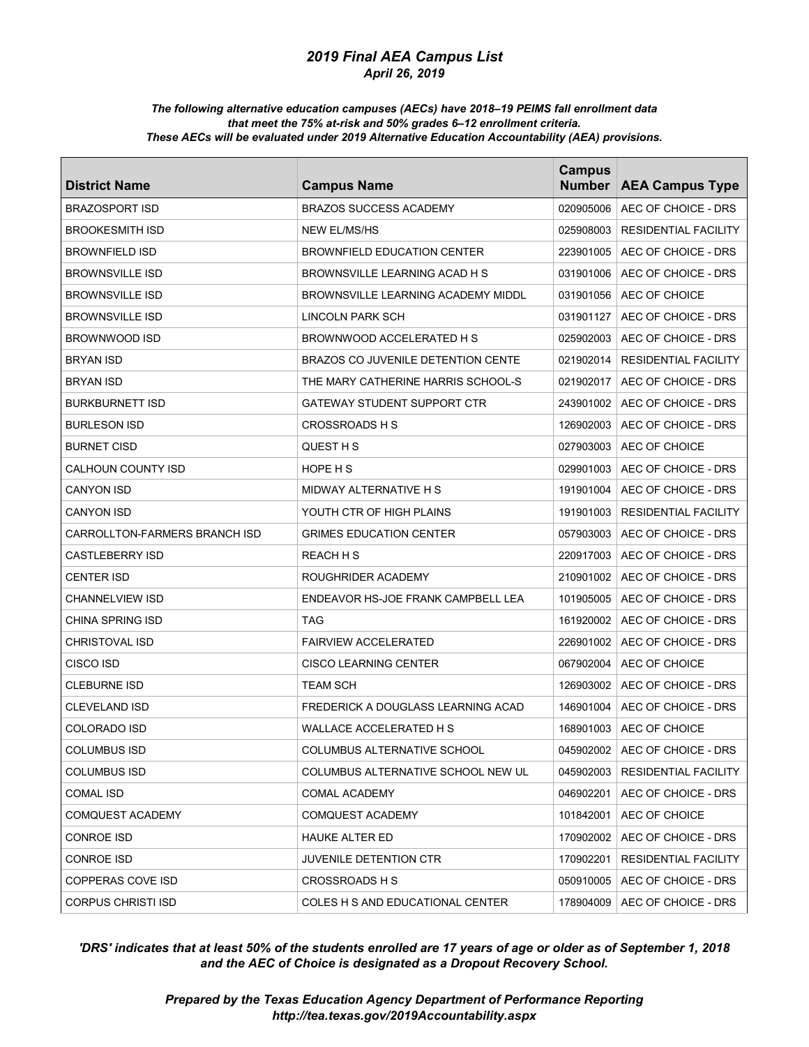# *2019 Final AEA Campus List*

*April 26, 2019*

***The following alternative education campuses (AECs) have 2018–19 PEIMS fall enrollment data that meet the 75% at-risk and 50% grades 6–12 enrollment criteria. These AECs will be evaluated under 2019 Alternative Education Accountability (AEA) provisions.***

| District Name | Campus Name | Campus Number | AEA Campus Type |
|---|---|---|---|
| BRAZOSPORT ISD | BRAZOS SUCCESS ACADEMY | 020905006 | AEC OF CHOICE - DRS |
| BROOKESMITH ISD | NEW EL/MS/HS | 025908003 | RESIDENTIAL FACILITY |
| BROWNFIELD ISD | BROWNFIELD EDUCATION CENTER | 223901005 | AEC OF CHOICE - DRS |
| BROWNSVILLE ISD | BROWNSVILLE LEARNING ACAD H S | 031901006 | AEC OF CHOICE - DRS |
| BROWNSVILLE ISD | BROWNSVILLE LEARNING ACADEMY MIDDL | 031901056 | AEC OF CHOICE |
| BROWNSVILLE ISD | LINCOLN PARK SCH | 031901127 | AEC OF CHOICE - DRS |
| BROWNWOOD ISD | BROWNWOOD ACCELERATED H S | 025902003 | AEC OF CHOICE - DRS |
| BRYAN ISD | BRAZOS CO JUVENILE DETENTION CENTE | 021902014 | RESIDENTIAL FACILITY |
| BRYAN ISD | THE MARY CATHERINE HARRIS SCHOOL-S | 021902017 | AEC OF CHOICE - DRS |
| BURKBURNETT ISD | GATEWAY STUDENT SUPPORT CTR | 243901002 | AEC OF CHOICE - DRS |
| BURLESON ISD | CROSSROADS H S | 126902003 | AEC OF CHOICE - DRS |
| BURNET CISD | QUEST H S | 027903003 | AEC OF CHOICE |
| CALHOUN COUNTY ISD | HOPE H S | 029901003 | AEC OF CHOICE - DRS |
| CANYON ISD | MIDWAY ALTERNATIVE H S | 191901004 | AEC OF CHOICE - DRS |
| CANYON ISD | YOUTH CTR OF HIGH PLAINS | 191901003 | RESIDENTIAL FACILITY |
| CARROLLTON-FARMERS BRANCH ISD | GRIMES EDUCATION CENTER | 057903003 | AEC OF CHOICE - DRS |
| CASTLEBERRY ISD | REACH H S | 220917003 | AEC OF CHOICE - DRS |
| CENTER ISD | ROUGHRIDER ACADEMY | 210901002 | AEC OF CHOICE - DRS |
| CHANNELVIEW ISD | ENDEAVOR HS-JOE FRANK CAMPBELL LEA | 101905005 | AEC OF CHOICE - DRS |
| CHINA SPRING ISD | TAG | 161920002 | AEC OF CHOICE - DRS |
| CHRISTOVAL ISD | FAIRVIEW ACCELERATED | 226901002 | AEC OF CHOICE - DRS |
| CISCO ISD | CISCO LEARNING CENTER | 067902004 | AEC OF CHOICE |
| CLEBURNE ISD | TEAM SCH | 126903002 | AEC OF CHOICE - DRS |
| CLEVELAND ISD | FREDERICK A DOUGLASS LEARNING ACAD | 146901004 | AEC OF CHOICE - DRS |
| COLORADO ISD | WALLACE ACCELERATED H S | 168901003 | AEC OF CHOICE |
| COLUMBUS ISD | COLUMBUS ALTERNATIVE SCHOOL | 045902002 | AEC OF CHOICE - DRS |
| COLUMBUS ISD | COLUMBUS ALTERNATIVE SCHOOL NEW UL | 045902003 | RESIDENTIAL FACILITY |
| COMAL ISD | COMAL ACADEMY | 046902201 | AEC OF CHOICE - DRS |
| COMQUEST ACADEMY | COMQUEST ACADEMY | 101842001 | AEC OF CHOICE |
| CONROE ISD | HAUKE ALTER ED | 170902002 | AEC OF CHOICE - DRS |
| CONROE ISD | JUVENILE DETENTION CTR | 170902201 | RESIDENTIAL FACILITY |
| COPPERAS COVE ISD | CROSSROADS H S | 050910005 | AEC OF CHOICE - DRS |
| CORPUS CHRISTI ISD | COLES H S AND EDUCATIONAL CENTER | 178904009 | AEC OF CHOICE - DRS |

***'DRS' indicates that at least 50% of the students enrolled are 17 years of age or older as of September 1, 2018 and the AEC of Choice is designated as a Dropout Recovery School.***

***Prepared by the Texas Education Agency Department of Performance Reporting***
***http://tea.texas.gov/2019Accountability.aspx***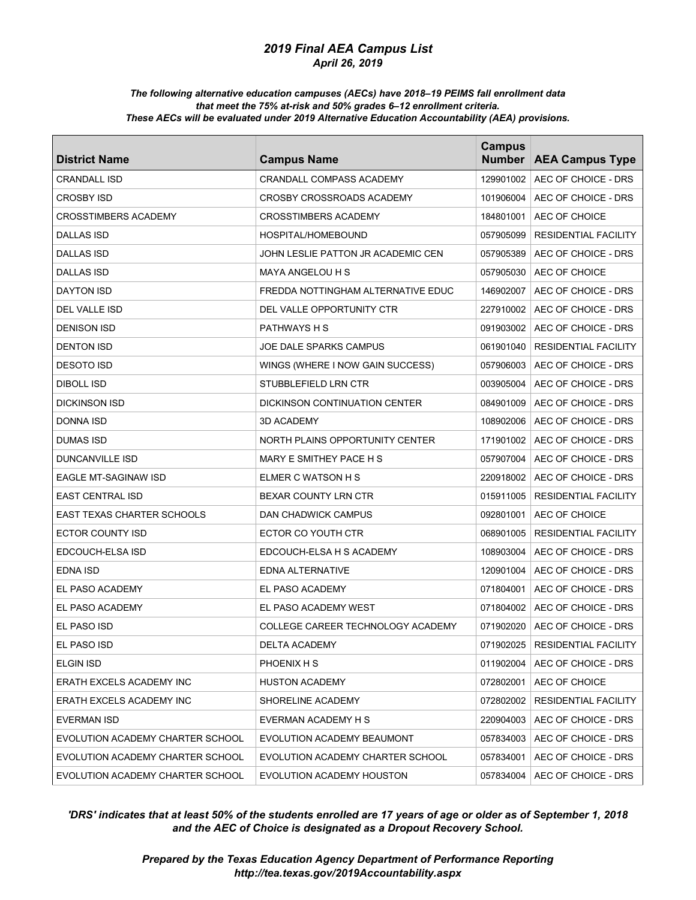# 2019 Final AEA Campus List

*April 26, 2019*

***The following alternative education campuses (AECs) have 2018–19 PEIMS fall enrollment data that meet the 75% at-risk and 50% grades 6–12 enrollment criteria. These AECs will be evaluated under 2019 Alternative Education Accountability (AEA) provisions.***

| District Name | Campus Name | Campus Number | AEA Campus Type |
|---|---|---|---|
| CRANDALL ISD | CRANDALL COMPASS ACADEMY | 129901002 | AEC OF CHOICE - DRS |
| CROSBY ISD | CROSBY CROSSROADS ACADEMY | 101906004 | AEC OF CHOICE - DRS |
| CROSSTIMBERS ACADEMY | CROSSTIMBERS ACADEMY | 184801001 | AEC OF CHOICE |
| DALLAS ISD | HOSPITAL/HOMEBOUND | 057905099 | RESIDENTIAL FACILITY |
| DALLAS ISD | JOHN LESLIE PATTON JR ACADEMIC CEN | 057905389 | AEC OF CHOICE - DRS |
| DALLAS ISD | MAYA ANGELOU H S | 057905030 | AEC OF CHOICE |
| DAYTON ISD | FREDDA NOTTINGHAM ALTERNATIVE EDUC | 146902007 | AEC OF CHOICE - DRS |
| DEL VALLE ISD | DEL VALLE OPPORTUNITY CTR | 227910002 | AEC OF CHOICE - DRS |
| DENISON ISD | PATHWAYS H S | 091903002 | AEC OF CHOICE - DRS |
| DENTON ISD | JOE DALE SPARKS CAMPUS | 061901040 | RESIDENTIAL FACILITY |
| DESOTO ISD | WINGS (WHERE I NOW GAIN SUCCESS) | 057906003 | AEC OF CHOICE - DRS |
| DIBOLL ISD | STUBBLEFIELD LRN CTR | 003905004 | AEC OF CHOICE - DRS |
| DICKINSON ISD | DICKINSON CONTINUATION CENTER | 084901009 | AEC OF CHOICE - DRS |
| DONNA ISD | 3D ACADEMY | 108902006 | AEC OF CHOICE - DRS |
| DUMAS ISD | NORTH PLAINS OPPORTUNITY CENTER | 171901002 | AEC OF CHOICE - DRS |
| DUNCANVILLE ISD | MARY E SMITHEY PACE H S | 057907004 | AEC OF CHOICE - DRS |
| EAGLE MT-SAGINAW ISD | ELMER C WATSON H S | 220918002 | AEC OF CHOICE - DRS |
| EAST CENTRAL ISD | BEXAR COUNTY LRN CTR | 015911005 | RESIDENTIAL FACILITY |
| EAST TEXAS CHARTER SCHOOLS | DAN CHADWICK CAMPUS | 092801001 | AEC OF CHOICE |
| ECTOR COUNTY ISD | ECTOR CO YOUTH CTR | 068901005 | RESIDENTIAL FACILITY |
| EDCOUCH-ELSA ISD | EDCOUCH-ELSA H S ACADEMY | 108903004 | AEC OF CHOICE - DRS |
| EDNA ISD | EDNA ALTERNATIVE | 120901004 | AEC OF CHOICE - DRS |
| EL PASO ACADEMY | EL PASO ACADEMY | 071804001 | AEC OF CHOICE - DRS |
| EL PASO ACADEMY | EL PASO ACADEMY WEST | 071804002 | AEC OF CHOICE - DRS |
| EL PASO ISD | COLLEGE CAREER TECHNOLOGY ACADEMY | 071902020 | AEC OF CHOICE - DRS |
| EL PASO ISD | DELTA ACADEMY | 071902025 | RESIDENTIAL FACILITY |
| ELGIN ISD | PHOENIX H S | 011902004 | AEC OF CHOICE - DRS |
| ERATH EXCELS ACADEMY INC | HUSTON ACADEMY | 072802001 | AEC OF CHOICE |
| ERATH EXCELS ACADEMY INC | SHORELINE ACADEMY | 072802002 | RESIDENTIAL FACILITY |
| EVERMAN ISD | EVERMAN ACADEMY H S | 220904003 | AEC OF CHOICE - DRS |
| EVOLUTION ACADEMY CHARTER SCHOOL | EVOLUTION ACADEMY BEAUMONT | 057834003 | AEC OF CHOICE - DRS |
| EVOLUTION ACADEMY CHARTER SCHOOL | EVOLUTION ACADEMY CHARTER SCHOOL | 057834001 | AEC OF CHOICE - DRS |
| EVOLUTION ACADEMY CHARTER SCHOOL | EVOLUTION ACADEMY HOUSTON | 057834004 | AEC OF CHOICE - DRS |

***'DRS' indicates that at least 50% of the students enrolled are 17 years of age or older as of September 1, 2018 and the AEC of Choice is designated as a Dropout Recovery School.***

***Prepared by the Texas Education Agency Department of Performance Reporting***
***http://tea.texas.gov/2019Accountability.aspx***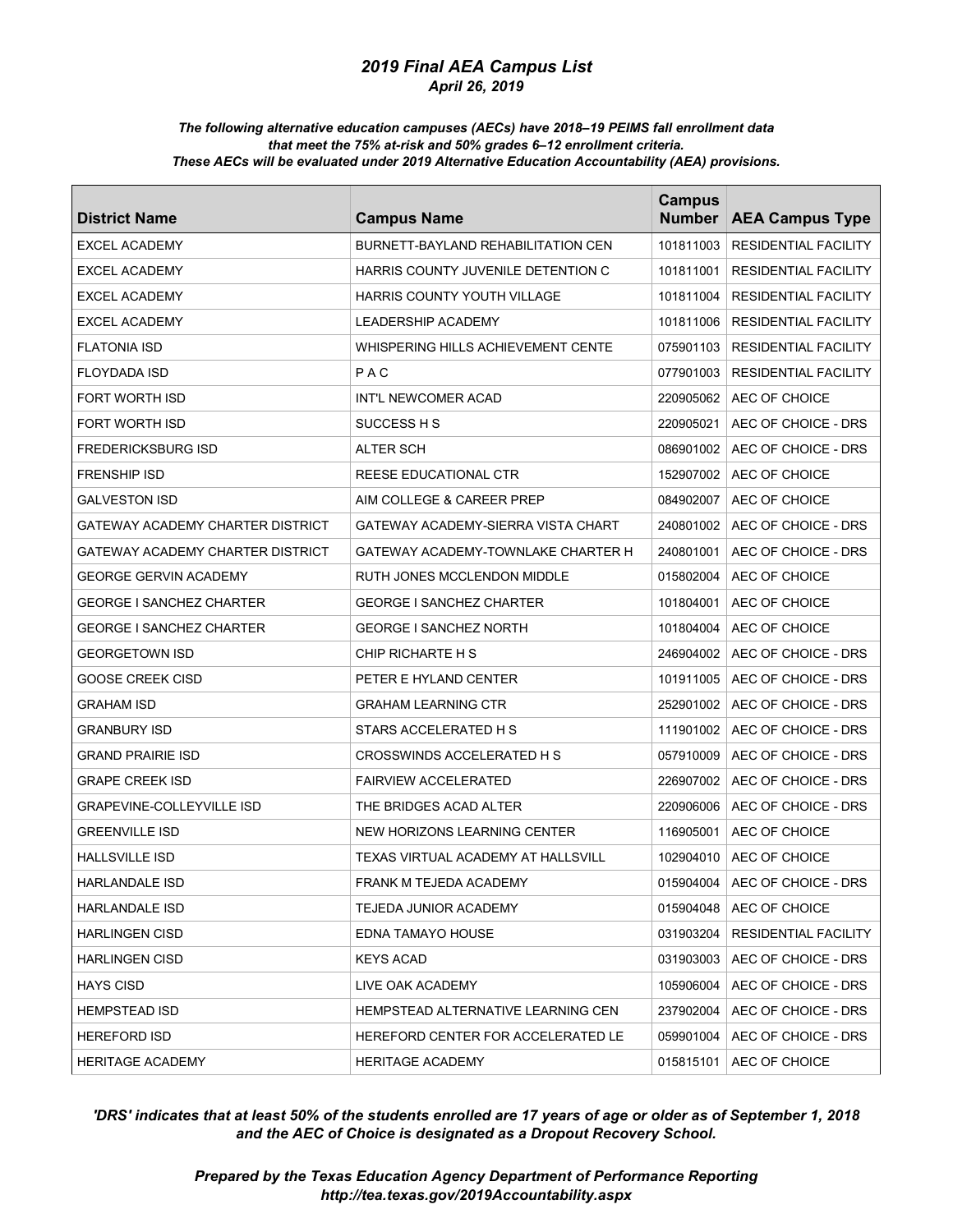# *2019 Final AEA Campus List*

*April 26, 2019*

***The following alternative education campuses (AECs) have 2018–19 PEIMS fall enrollment data that meet the 75% at-risk and 50% grades 6–12 enrollment criteria. These AECs will be evaluated under 2019 Alternative Education Accountability (AEA) provisions.***

| District Name | Campus Name | Campus Number | AEA Campus Type |
|---|---|---|---|
| EXCEL ACADEMY | BURNETT-BAYLAND REHABILITATION CEN | 101811003 | RESIDENTIAL FACILITY |
| EXCEL ACADEMY | HARRIS COUNTY JUVENILE DETENTION C | 101811001 | RESIDENTIAL FACILITY |
| EXCEL ACADEMY | HARRIS COUNTY YOUTH VILLAGE | 101811004 | RESIDENTIAL FACILITY |
| EXCEL ACADEMY | LEADERSHIP ACADEMY | 101811006 | RESIDENTIAL FACILITY |
| FLATONIA ISD | WHISPERING HILLS ACHIEVEMENT CENTE | 075901103 | RESIDENTIAL FACILITY |
| FLOYDADA ISD | P A C | 077901003 | RESIDENTIAL FACILITY |
| FORT WORTH ISD | INT'L NEWCOMER ACAD | 220905062 | AEC OF CHOICE |
| FORT WORTH ISD | SUCCESS H S | 220905021 | AEC OF CHOICE - DRS |
| FREDERICKSBURG ISD | ALTER SCH | 086901002 | AEC OF CHOICE - DRS |
| FRENSHIP ISD | REESE EDUCATIONAL CTR | 152907002 | AEC OF CHOICE |
| GALVESTON ISD | AIM COLLEGE & CAREER PREP | 084902007 | AEC OF CHOICE |
| GATEWAY ACADEMY CHARTER DISTRICT | GATEWAY ACADEMY-SIERRA VISTA CHART | 240801002 | AEC OF CHOICE - DRS |
| GATEWAY ACADEMY CHARTER DISTRICT | GATEWAY ACADEMY-TOWNLAKE CHARTER H | 240801001 | AEC OF CHOICE - DRS |
| GEORGE GERVIN ACADEMY | RUTH JONES MCCLENDON MIDDLE | 015802004 | AEC OF CHOICE |
| GEORGE I SANCHEZ CHARTER | GEORGE I SANCHEZ CHARTER | 101804001 | AEC OF CHOICE |
| GEORGE I SANCHEZ CHARTER | GEORGE I SANCHEZ NORTH | 101804004 | AEC OF CHOICE |
| GEORGETOWN ISD | CHIP RICHARTE H S | 246904002 | AEC OF CHOICE - DRS |
| GOOSE CREEK CISD | PETER E HYLAND CENTER | 101911005 | AEC OF CHOICE - DRS |
| GRAHAM ISD | GRAHAM LEARNING CTR | 252901002 | AEC OF CHOICE - DRS |
| GRANBURY ISD | STARS ACCELERATED H S | 111901002 | AEC OF CHOICE - DRS |
| GRAND PRAIRIE ISD | CROSSWINDS ACCELERATED H S | 057910009 | AEC OF CHOICE - DRS |
| GRAPE CREEK ISD | FAIRVIEW ACCELERATED | 226907002 | AEC OF CHOICE - DRS |
| GRAPEVINE-COLLEYVILLE ISD | THE BRIDGES ACAD ALTER | 220906006 | AEC OF CHOICE - DRS |
| GREENVILLE ISD | NEW HORIZONS LEARNING CENTER | 116905001 | AEC OF CHOICE |
| HALLSVILLE ISD | TEXAS VIRTUAL ACADEMY AT HALLSVILL | 102904010 | AEC OF CHOICE |
| HARLANDALE ISD | FRANK M TEJEDA ACADEMY | 015904004 | AEC OF CHOICE - DRS |
| HARLANDALE ISD | TEJEDA JUNIOR ACADEMY | 015904048 | AEC OF CHOICE |
| HARLINGEN CISD | EDNA TAMAYO HOUSE | 031903204 | RESIDENTIAL FACILITY |
| HARLINGEN CISD | KEYS ACAD | 031903003 | AEC OF CHOICE - DRS |
| HAYS CISD | LIVE OAK ACADEMY | 105906004 | AEC OF CHOICE - DRS |
| HEMPSTEAD ISD | HEMPSTEAD ALTERNATIVE LEARNING CEN | 237902004 | AEC OF CHOICE - DRS |
| HEREFORD ISD | HEREFORD CENTER FOR ACCELERATED LE | 059901004 | AEC OF CHOICE - DRS |
| HERITAGE ACADEMY | HERITAGE ACADEMY | 015815101 | AEC OF CHOICE |

***'DRS' indicates that at least 50% of the students enrolled are 17 years of age or older as of September 1, 2018 and the AEC of Choice is designated as a Dropout Recovery School.***

***Prepared by the Texas Education Agency Department of Performance Reporting***
***http://tea.texas.gov/2019Accountability.aspx***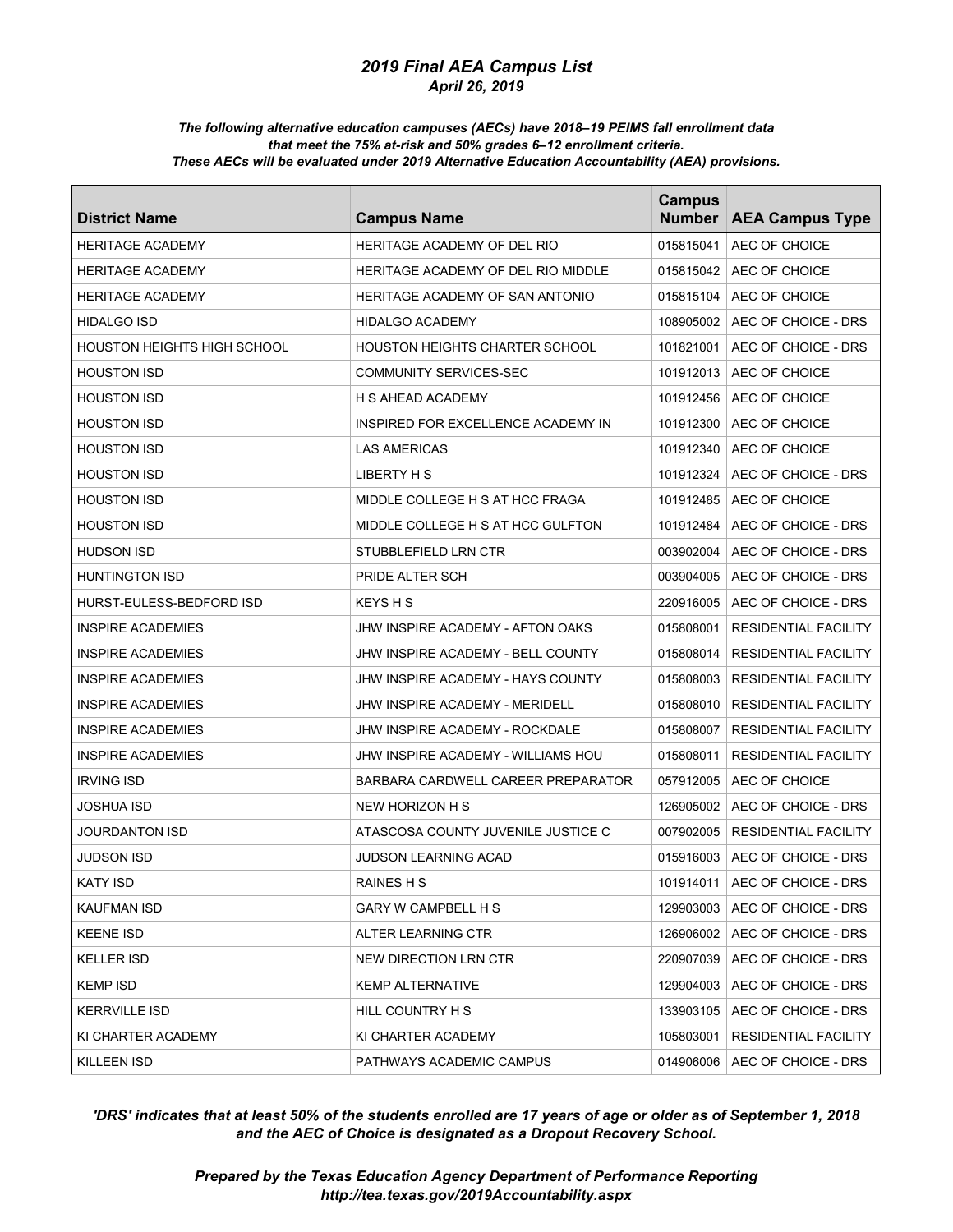# *2019 Final AEA Campus List*
### *April 26, 2019*

***The following alternative education campuses (AECs) have 2018–19 PEIMS fall enrollment data that meet the 75% at-risk and 50% grades 6–12 enrollment criteria. These AECs will be evaluated under 2019 Alternative Education Accountability (AEA) provisions.***

| District Name | Campus Name | Campus Number | AEA Campus Type |
|---|---|---|---|
| HERITAGE ACADEMY | HERITAGE ACADEMY OF DEL RIO | 015815041 | AEC OF CHOICE |
| HERITAGE ACADEMY | HERITAGE ACADEMY OF DEL RIO MIDDLE | 015815042 | AEC OF CHOICE |
| HERITAGE ACADEMY | HERITAGE ACADEMY OF SAN ANTONIO | 015815104 | AEC OF CHOICE |
| HIDALGO ISD | HIDALGO ACADEMY | 108905002 | AEC OF CHOICE - DRS |
| HOUSTON HEIGHTS HIGH SCHOOL | HOUSTON HEIGHTS CHARTER SCHOOL | 101821001 | AEC OF CHOICE - DRS |
| HOUSTON ISD | COMMUNITY SERVICES-SEC | 101912013 | AEC OF CHOICE |
| HOUSTON ISD | H S AHEAD ACADEMY | 101912456 | AEC OF CHOICE |
| HOUSTON ISD | INSPIRED FOR EXCELLENCE ACADEMY IN | 101912300 | AEC OF CHOICE |
| HOUSTON ISD | LAS AMERICAS | 101912340 | AEC OF CHOICE |
| HOUSTON ISD | LIBERTY H S | 101912324 | AEC OF CHOICE - DRS |
| HOUSTON ISD | MIDDLE COLLEGE H S AT HCC FRAGA | 101912485 | AEC OF CHOICE |
| HOUSTON ISD | MIDDLE COLLEGE H S AT HCC GULFTON | 101912484 | AEC OF CHOICE - DRS |
| HUDSON ISD | STUBBLEFIELD LRN CTR | 003902004 | AEC OF CHOICE - DRS |
| HUNTINGTON ISD | PRIDE ALTER SCH | 003904005 | AEC OF CHOICE - DRS |
| HURST-EULESS-BEDFORD ISD | KEYS H S | 220916005 | AEC OF CHOICE - DRS |
| INSPIRE ACADEMIES | JHW INSPIRE ACADEMY - AFTON OAKS | 015808001 | RESIDENTIAL FACILITY |
| INSPIRE ACADEMIES | JHW INSPIRE ACADEMY - BELL COUNTY | 015808014 | RESIDENTIAL FACILITY |
| INSPIRE ACADEMIES | JHW INSPIRE ACADEMY - HAYS COUNTY | 015808003 | RESIDENTIAL FACILITY |
| INSPIRE ACADEMIES | JHW INSPIRE ACADEMY - MERIDELL | 015808010 | RESIDENTIAL FACILITY |
| INSPIRE ACADEMIES | JHW INSPIRE ACADEMY - ROCKDALE | 015808007 | RESIDENTIAL FACILITY |
| INSPIRE ACADEMIES | JHW INSPIRE ACADEMY - WILLIAMS HOU | 015808011 | RESIDENTIAL FACILITY |
| IRVING ISD | BARBARA CARDWELL CAREER PREPARATOR | 057912005 | AEC OF CHOICE |
| JOSHUA ISD | NEW HORIZON H S | 126905002 | AEC OF CHOICE - DRS |
| JOURDANTON ISD | ATASCOSA COUNTY JUVENILE JUSTICE C | 007902005 | RESIDENTIAL FACILITY |
| JUDSON ISD | JUDSON LEARNING ACAD | 015916003 | AEC OF CHOICE - DRS |
| KATY ISD | RAINES H S | 101914011 | AEC OF CHOICE - DRS |
| KAUFMAN ISD | GARY W CAMPBELL H S | 129903003 | AEC OF CHOICE - DRS |
| KEENE ISD | ALTER LEARNING CTR | 126906002 | AEC OF CHOICE - DRS |
| KELLER ISD | NEW DIRECTION LRN CTR | 220907039 | AEC OF CHOICE - DRS |
| KEMP ISD | KEMP ALTERNATIVE | 129904003 | AEC OF CHOICE - DRS |
| KERRVILLE ISD | HILL COUNTRY H S | 133903105 | AEC OF CHOICE - DRS |
| KI CHARTER ACADEMY | KI CHARTER ACADEMY | 105803001 | RESIDENTIAL FACILITY |
| KILLEEN ISD | PATHWAYS ACADEMIC CAMPUS | 014906006 | AEC OF CHOICE - DRS |

***'DRS' indicates that at least 50% of the students enrolled are 17 years of age or older as of September 1, 2018 and the AEC of Choice is designated as a Dropout Recovery School.***

***Prepared by the Texas Education Agency Department of Performance Reporting***
***http://tea.texas.gov/2019Accountability.aspx***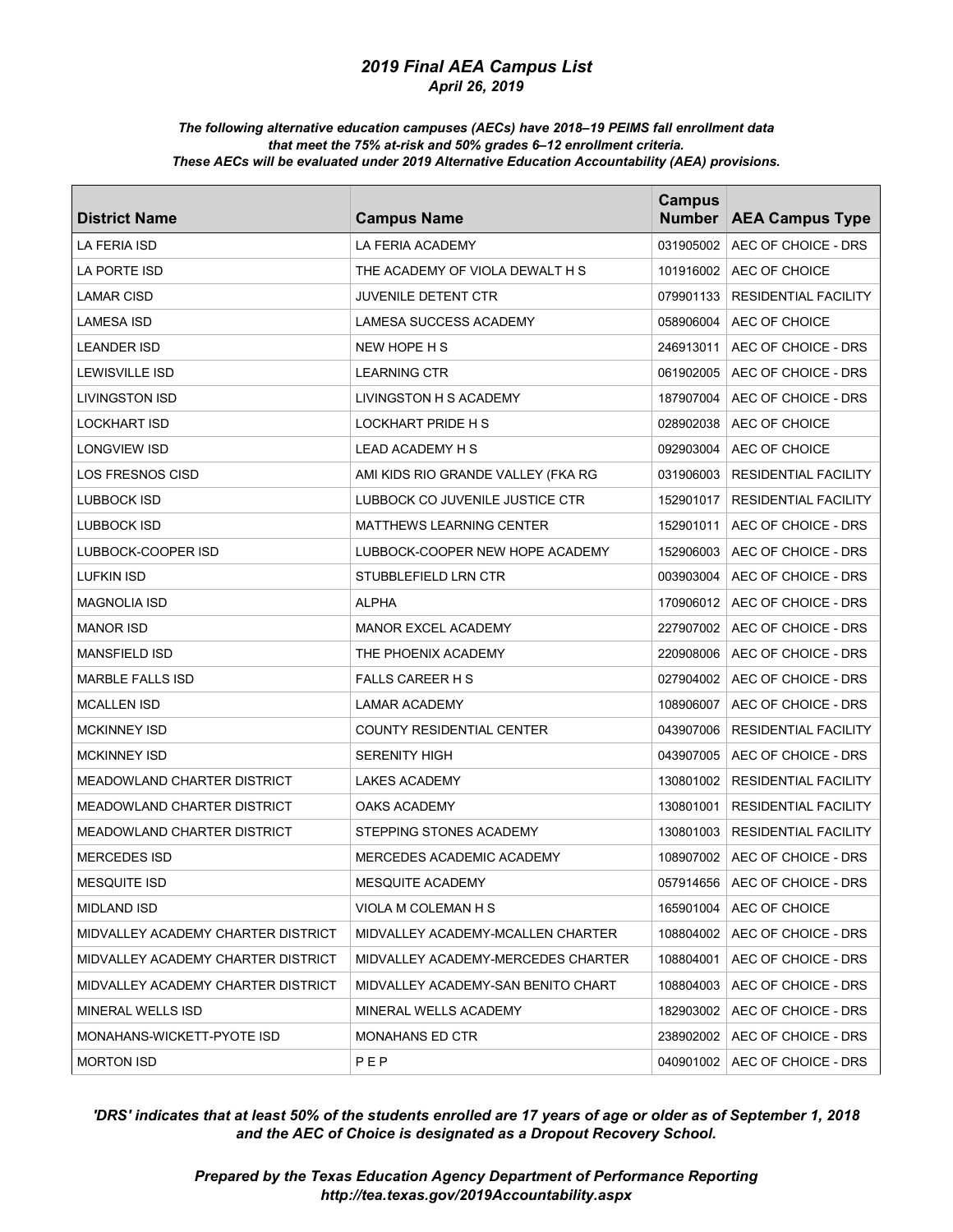# 2019 Final AEA Campus List

*April 26, 2019*

***The following alternative education campuses (AECs) have 2018–19 PEIMS fall enrollment data that meet the 75% at-risk and 50% grades 6–12 enrollment criteria. These AECs will be evaluated under 2019 Alternative Education Accountability (AEA) provisions.***

| District Name | Campus Name | Campus Number | AEA Campus Type |
|---|---|---|---|
| LA FERIA ISD | LA FERIA ACADEMY | 031905002 | AEC OF CHOICE - DRS |
| LA PORTE ISD | THE ACADEMY OF VIOLA DEWALT H S | 101916002 | AEC OF CHOICE |
| LAMAR CISD | JUVENILE DETENT CTR | 079901133 | RESIDENTIAL FACILITY |
| LAMESA ISD | LAMESA SUCCESS ACADEMY | 058906004 | AEC OF CHOICE |
| LEANDER ISD | NEW HOPE H S | 246913011 | AEC OF CHOICE - DRS |
| LEWISVILLE ISD | LEARNING CTR | 061902005 | AEC OF CHOICE - DRS |
| LIVINGSTON ISD | LIVINGSTON H S ACADEMY | 187907004 | AEC OF CHOICE - DRS |
| LOCKHART ISD | LOCKHART PRIDE H S | 028902038 | AEC OF CHOICE |
| LONGVIEW ISD | LEAD ACADEMY H S | 092903004 | AEC OF CHOICE |
| LOS FRESNOS CISD | AMI KIDS RIO GRANDE VALLEY (FKA RG | 031906003 | RESIDENTIAL FACILITY |
| LUBBOCK ISD | LUBBOCK CO JUVENILE JUSTICE CTR | 152901017 | RESIDENTIAL FACILITY |
| LUBBOCK ISD | MATTHEWS LEARNING CENTER | 152901011 | AEC OF CHOICE - DRS |
| LUBBOCK-COOPER ISD | LUBBOCK-COOPER NEW HOPE ACADEMY | 152906003 | AEC OF CHOICE - DRS |
| LUFKIN ISD | STUBBLEFIELD LRN CTR | 003903004 | AEC OF CHOICE - DRS |
| MAGNOLIA ISD | ALPHA | 170906012 | AEC OF CHOICE - DRS |
| MANOR ISD | MANOR EXCEL ACADEMY | 227907002 | AEC OF CHOICE - DRS |
| MANSFIELD ISD | THE PHOENIX ACADEMY | 220908006 | AEC OF CHOICE - DRS |
| MARBLE FALLS ISD | FALLS CAREER H S | 027904002 | AEC OF CHOICE - DRS |
| MCALLEN ISD | LAMAR ACADEMY | 108906007 | AEC OF CHOICE - DRS |
| MCKINNEY ISD | COUNTY RESIDENTIAL CENTER | 043907006 | RESIDENTIAL FACILITY |
| MCKINNEY ISD | SERENITY HIGH | 043907005 | AEC OF CHOICE - DRS |
| MEADOWLAND CHARTER DISTRICT | LAKES ACADEMY | 130801002 | RESIDENTIAL FACILITY |
| MEADOWLAND CHARTER DISTRICT | OAKS ACADEMY | 130801001 | RESIDENTIAL FACILITY |
| MEADOWLAND CHARTER DISTRICT | STEPPING STONES ACADEMY | 130801003 | RESIDENTIAL FACILITY |
| MERCEDES ISD | MERCEDES ACADEMIC ACADEMY | 108907002 | AEC OF CHOICE - DRS |
| MESQUITE ISD | MESQUITE ACADEMY | 057914656 | AEC OF CHOICE - DRS |
| MIDLAND ISD | VIOLA M COLEMAN H S | 165901004 | AEC OF CHOICE |
| MIDVALLEY ACADEMY CHARTER DISTRICT | MIDVALLEY ACADEMY-MCALLEN CHARTER | 108804002 | AEC OF CHOICE - DRS |
| MIDVALLEY ACADEMY CHARTER DISTRICT | MIDVALLEY ACADEMY-MERCEDES CHARTER | 108804001 | AEC OF CHOICE - DRS |
| MIDVALLEY ACADEMY CHARTER DISTRICT | MIDVALLEY ACADEMY-SAN BENITO CHART | 108804003 | AEC OF CHOICE - DRS |
| MINERAL WELLS ISD | MINERAL WELLS ACADEMY | 182903002 | AEC OF CHOICE - DRS |
| MONAHANS-WICKETT-PYOTE ISD | MONAHANS ED CTR | 238902002 | AEC OF CHOICE - DRS |
| MORTON ISD | P E P | 040901002 | AEC OF CHOICE - DRS |

***'DRS' indicates that at least 50% of the students enrolled are 17 years of age or older as of September 1, 2018 and the AEC of Choice is designated as a Dropout Recovery School.***

***Prepared by the Texas Education Agency Department of Performance Reporting http://tea.texas.gov/2019Accountability.aspx***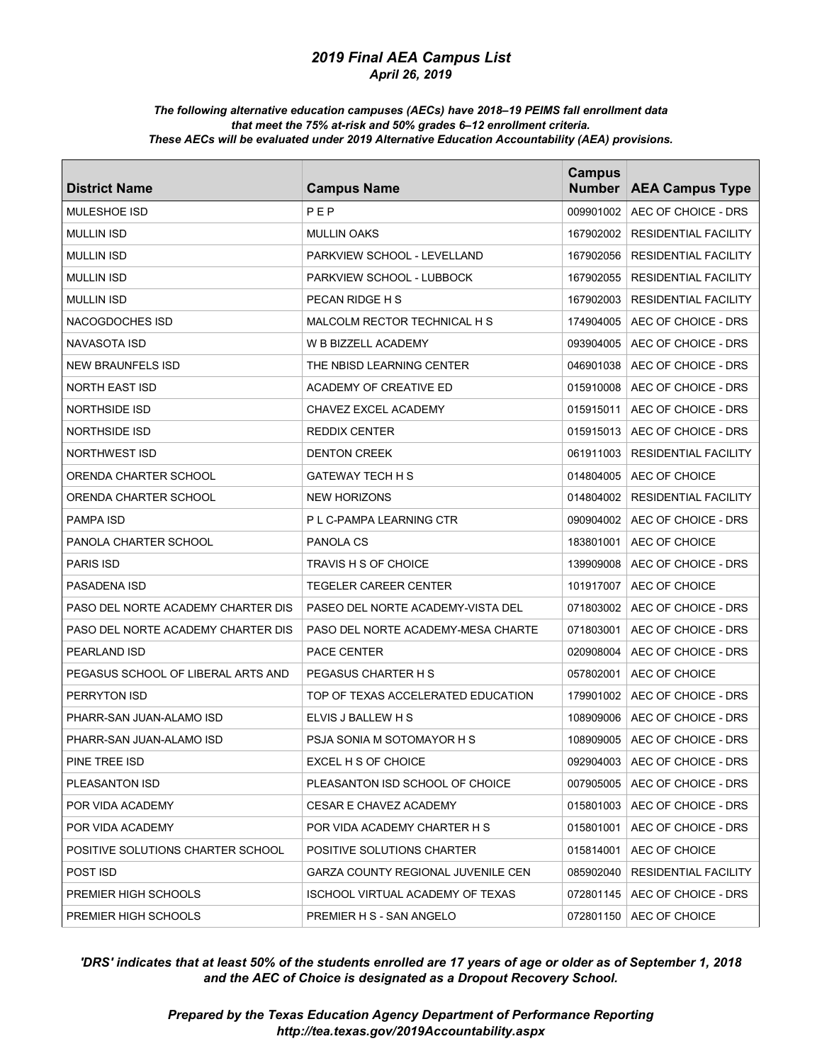## *2019 Final AEA Campus List*
### *April 26, 2019*

***The following alternative education campuses (AECs) have 2018–19 PEIMS fall enrollment data that meet the 75% at-risk and 50% grades 6–12 enrollment criteria. These AECs will be evaluated under 2019 Alternative Education Accountability (AEA) provisions.***

| District Name | Campus Name | Campus Number | AEA Campus Type |
|---|---|---|---|
| MULESHOE ISD | P E P | 009901002 | AEC OF CHOICE - DRS |
| MULLIN ISD | MULLIN OAKS | 167902002 | RESIDENTIAL FACILITY |
| MULLIN ISD | PARKVIEW SCHOOL - LEVELLAND | 167902056 | RESIDENTIAL FACILITY |
| MULLIN ISD | PARKVIEW SCHOOL - LUBBOCK | 167902055 | RESIDENTIAL FACILITY |
| MULLIN ISD | PECAN RIDGE H S | 167902003 | RESIDENTIAL FACILITY |
| NACOGDOCHES ISD | MALCOLM RECTOR TECHNICAL H S | 174904005 | AEC OF CHOICE - DRS |
| NAVASOTA ISD | W B BIZZELL ACADEMY | 093904005 | AEC OF CHOICE - DRS |
| NEW BRAUNFELS ISD | THE NBISD LEARNING CENTER | 046901038 | AEC OF CHOICE - DRS |
| NORTH EAST ISD | ACADEMY OF CREATIVE ED | 015910008 | AEC OF CHOICE - DRS |
| NORTHSIDE ISD | CHAVEZ EXCEL ACADEMY | 015915011 | AEC OF CHOICE - DRS |
| NORTHSIDE ISD | REDDIX CENTER | 015915013 | AEC OF CHOICE - DRS |
| NORTHWEST ISD | DENTON CREEK | 061911003 | RESIDENTIAL FACILITY |
| ORENDA CHARTER SCHOOL | GATEWAY TECH H S | 014804005 | AEC OF CHOICE |
| ORENDA CHARTER SCHOOL | NEW HORIZONS | 014804002 | RESIDENTIAL FACILITY |
| PAMPA ISD | P L C-PAMPA LEARNING CTR | 090904002 | AEC OF CHOICE - DRS |
| PANOLA CHARTER SCHOOL | PANOLA CS | 183801001 | AEC OF CHOICE |
| PARIS ISD | TRAVIS H S OF CHOICE | 139909008 | AEC OF CHOICE - DRS |
| PASADENA ISD | TEGELER CAREER CENTER | 101917007 | AEC OF CHOICE |
| PASO DEL NORTE ACADEMY CHARTER DIS | PASEO DEL NORTE ACADEMY-VISTA DEL | 071803002 | AEC OF CHOICE - DRS |
| PASO DEL NORTE ACADEMY CHARTER DIS | PASO DEL NORTE ACADEMY-MESA CHARTE | 071803001 | AEC OF CHOICE - DRS |
| PEARLAND ISD | PACE CENTER | 020908004 | AEC OF CHOICE - DRS |
| PEGASUS SCHOOL OF LIBERAL ARTS AND | PEGASUS CHARTER H S | 057802001 | AEC OF CHOICE |
| PERRYTON ISD | TOP OF TEXAS ACCELERATED EDUCATION | 179901002 | AEC OF CHOICE - DRS |
| PHARR-SAN JUAN-ALAMO ISD | ELVIS J BALLEW H S | 108909006 | AEC OF CHOICE - DRS |
| PHARR-SAN JUAN-ALAMO ISD | PSJA SONIA M SOTOMAYOR H S | 108909005 | AEC OF CHOICE - DRS |
| PINE TREE ISD | EXCEL H S OF CHOICE | 092904003 | AEC OF CHOICE - DRS |
| PLEASANTON ISD | PLEASANTON ISD SCHOOL OF CHOICE | 007905005 | AEC OF CHOICE - DRS |
| POR VIDA ACADEMY | CESAR E CHAVEZ ACADEMY | 015801003 | AEC OF CHOICE - DRS |
| POR VIDA ACADEMY | POR VIDA ACADEMY CHARTER H S | 015801001 | AEC OF CHOICE - DRS |
| POSITIVE SOLUTIONS CHARTER SCHOOL | POSITIVE SOLUTIONS CHARTER | 015814001 | AEC OF CHOICE |
| POST ISD | GARZA COUNTY REGIONAL JUVENILE CEN | 085902040 | RESIDENTIAL FACILITY |
| PREMIER HIGH SCHOOLS | ISCHOOL VIRTUAL ACADEMY OF TEXAS | 072801145 | AEC OF CHOICE - DRS |
| PREMIER HIGH SCHOOLS | PREMIER H S - SAN ANGELO | 072801150 | AEC OF CHOICE |

***'DRS' indicates that at least 50% of the students enrolled are 17 years of age or older as of September 1, 2018 and the AEC of Choice is designated as a Dropout Recovery School.***

***Prepared by the Texas Education Agency Department of Performance Reporting***
***http://tea.texas.gov/2019Accountability.aspx***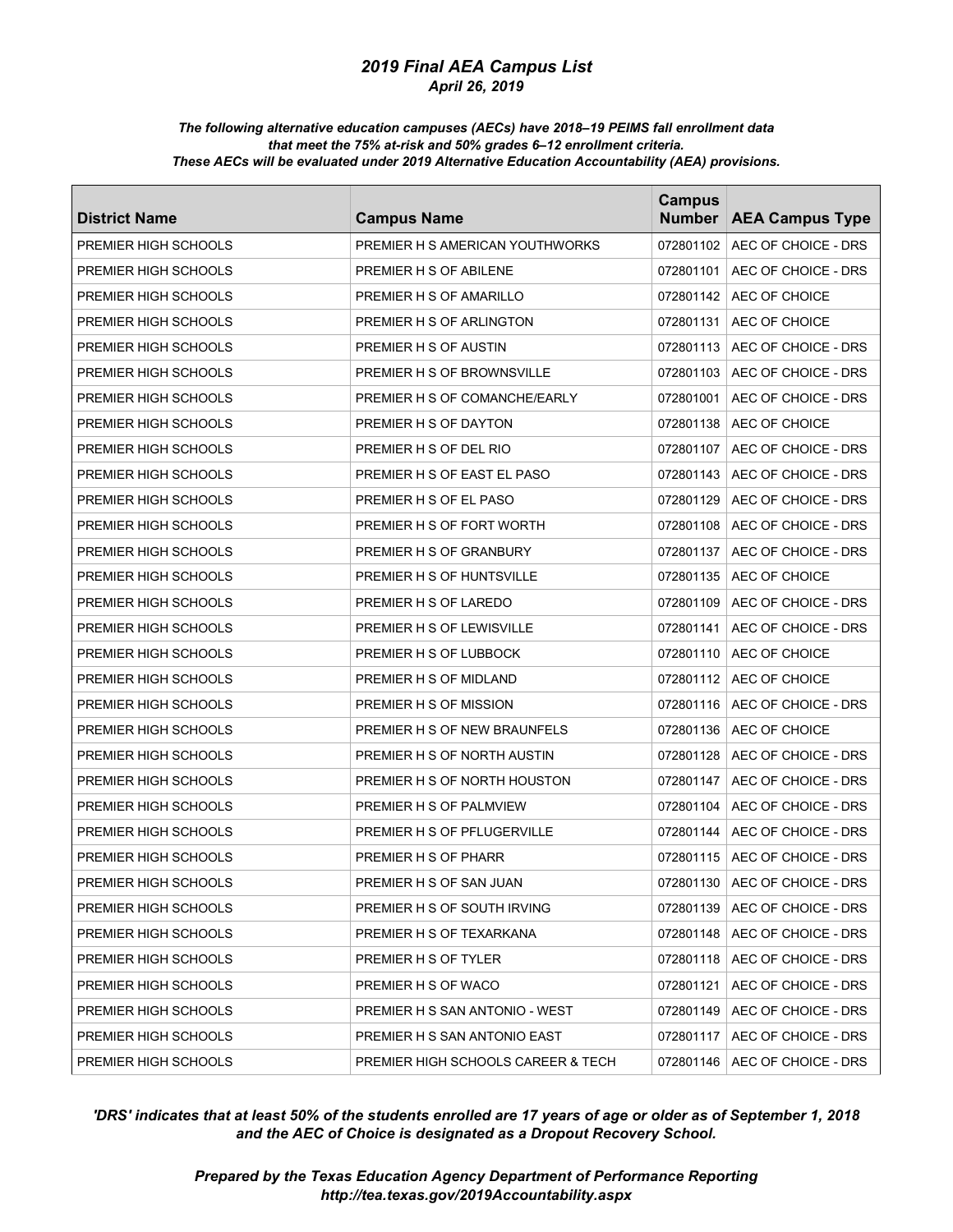## *2019 Final AEA Campus List*

***April 26, 2019***

***The following alternative education campuses (AECs) have 2018–19 PEIMS fall enrollment data that meet the 75% at-risk and 50% grades 6–12 enrollment criteria. These AECs will be evaluated under 2019 Alternative Education Accountability (AEA) provisions.***

| District Name | Campus Name | Campus Number | AEA Campus Type |
|---|---|---|---|
| PREMIER HIGH SCHOOLS | PREMIER H S AMERICAN YOUTHWORKS | 072801102 | AEC OF CHOICE - DRS |
| PREMIER HIGH SCHOOLS | PREMIER H S OF ABILENE | 072801101 | AEC OF CHOICE - DRS |
| PREMIER HIGH SCHOOLS | PREMIER H S OF AMARILLO | 072801142 | AEC OF CHOICE |
| PREMIER HIGH SCHOOLS | PREMIER H S OF ARLINGTON | 072801131 | AEC OF CHOICE |
| PREMIER HIGH SCHOOLS | PREMIER H S OF AUSTIN | 072801113 | AEC OF CHOICE - DRS |
| PREMIER HIGH SCHOOLS | PREMIER H S OF BROWNSVILLE | 072801103 | AEC OF CHOICE - DRS |
| PREMIER HIGH SCHOOLS | PREMIER H S OF COMANCHE/EARLY | 072801001 | AEC OF CHOICE - DRS |
| PREMIER HIGH SCHOOLS | PREMIER H S OF DAYTON | 072801138 | AEC OF CHOICE |
| PREMIER HIGH SCHOOLS | PREMIER H S OF DEL RIO | 072801107 | AEC OF CHOICE - DRS |
| PREMIER HIGH SCHOOLS | PREMIER H S OF EAST EL PASO | 072801143 | AEC OF CHOICE - DRS |
| PREMIER HIGH SCHOOLS | PREMIER H S OF EL PASO | 072801129 | AEC OF CHOICE - DRS |
| PREMIER HIGH SCHOOLS | PREMIER H S OF FORT WORTH | 072801108 | AEC OF CHOICE - DRS |
| PREMIER HIGH SCHOOLS | PREMIER H S OF GRANBURY | 072801137 | AEC OF CHOICE - DRS |
| PREMIER HIGH SCHOOLS | PREMIER H S OF HUNTSVILLE | 072801135 | AEC OF CHOICE |
| PREMIER HIGH SCHOOLS | PREMIER H S OF LAREDO | 072801109 | AEC OF CHOICE - DRS |
| PREMIER HIGH SCHOOLS | PREMIER H S OF LEWISVILLE | 072801141 | AEC OF CHOICE - DRS |
| PREMIER HIGH SCHOOLS | PREMIER H S OF LUBBOCK | 072801110 | AEC OF CHOICE |
| PREMIER HIGH SCHOOLS | PREMIER H S OF MIDLAND | 072801112 | AEC OF CHOICE |
| PREMIER HIGH SCHOOLS | PREMIER H S OF MISSION | 072801116 | AEC OF CHOICE - DRS |
| PREMIER HIGH SCHOOLS | PREMIER H S OF NEW BRAUNFELS | 072801136 | AEC OF CHOICE |
| PREMIER HIGH SCHOOLS | PREMIER H S OF NORTH AUSTIN | 072801128 | AEC OF CHOICE - DRS |
| PREMIER HIGH SCHOOLS | PREMIER H S OF NORTH HOUSTON | 072801147 | AEC OF CHOICE - DRS |
| PREMIER HIGH SCHOOLS | PREMIER H S OF PALMVIEW | 072801104 | AEC OF CHOICE - DRS |
| PREMIER HIGH SCHOOLS | PREMIER H S OF PFLUGERVILLE | 072801144 | AEC OF CHOICE - DRS |
| PREMIER HIGH SCHOOLS | PREMIER H S OF PHARR | 072801115 | AEC OF CHOICE - DRS |
| PREMIER HIGH SCHOOLS | PREMIER H S OF SAN JUAN | 072801130 | AEC OF CHOICE - DRS |
| PREMIER HIGH SCHOOLS | PREMIER H S OF SOUTH IRVING | 072801139 | AEC OF CHOICE - DRS |
| PREMIER HIGH SCHOOLS | PREMIER H S OF TEXARKANA | 072801148 | AEC OF CHOICE - DRS |
| PREMIER HIGH SCHOOLS | PREMIER H S OF TYLER | 072801118 | AEC OF CHOICE - DRS |
| PREMIER HIGH SCHOOLS | PREMIER H S OF WACO | 072801121 | AEC OF CHOICE - DRS |
| PREMIER HIGH SCHOOLS | PREMIER H S SAN ANTONIO - WEST | 072801149 | AEC OF CHOICE - DRS |
| PREMIER HIGH SCHOOLS | PREMIER H S SAN ANTONIO EAST | 072801117 | AEC OF CHOICE - DRS |
| PREMIER HIGH SCHOOLS | PREMIER HIGH SCHOOLS CAREER & TECH | 072801146 | AEC OF CHOICE - DRS |

***'DRS' indicates that at least 50% of the students enrolled are 17 years of age or older as of September 1, 2018 and the AEC of Choice is designated as a Dropout Recovery School.***

***Prepared by the Texas Education Agency Department of Performance Reporting***
***http://tea.texas.gov/2019Accountability.aspx***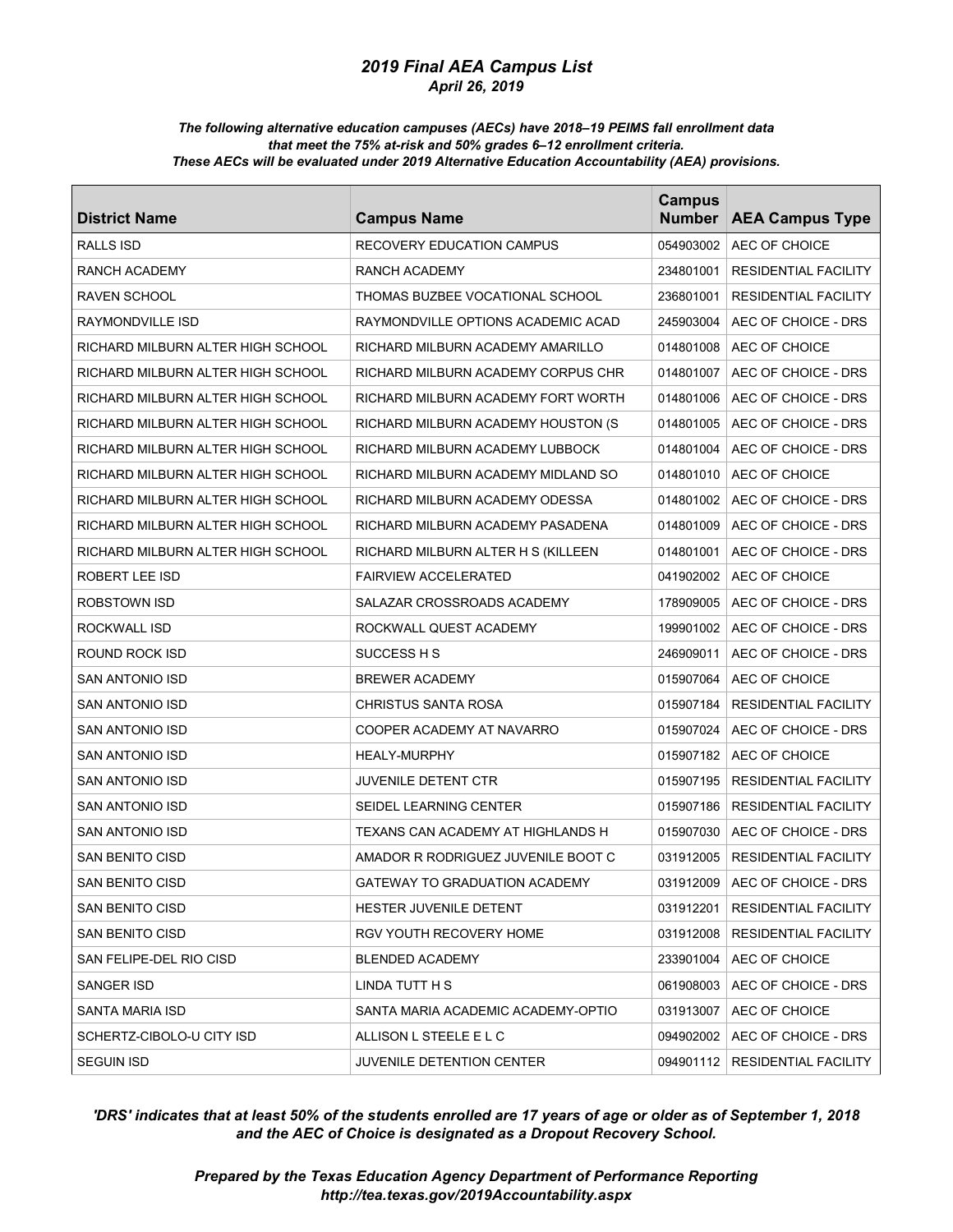## *2019 Final AEA Campus List*
### *April 26, 2019*

***The following alternative education campuses (AECs) have 2018–19 PEIMS fall enrollment data that meet the 75% at-risk and 50% grades 6–12 enrollment criteria. These AECs will be evaluated under 2019 Alternative Education Accountability (AEA) provisions.***

| District Name | Campus Name | Campus Number | AEA Campus Type |
|---|---|---|---|
| RALLS ISD | RECOVERY EDUCATION CAMPUS | 054903002 | AEC OF CHOICE |
| RANCH ACADEMY | RANCH ACADEMY | 234801001 | RESIDENTIAL FACILITY |
| RAVEN SCHOOL | THOMAS BUZBEE VOCATIONAL SCHOOL | 236801001 | RESIDENTIAL FACILITY |
| RAYMONDVILLE ISD | RAYMONDVILLE OPTIONS ACADEMIC ACAD | 245903004 | AEC OF CHOICE - DRS |
| RICHARD MILBURN ALTER HIGH SCHOOL | RICHARD MILBURN ACADEMY AMARILLO | 014801008 | AEC OF CHOICE |
| RICHARD MILBURN ALTER HIGH SCHOOL | RICHARD MILBURN ACADEMY CORPUS CHR | 014801007 | AEC OF CHOICE - DRS |
| RICHARD MILBURN ALTER HIGH SCHOOL | RICHARD MILBURN ACADEMY FORT WORTH | 014801006 | AEC OF CHOICE - DRS |
| RICHARD MILBURN ALTER HIGH SCHOOL | RICHARD MILBURN ACADEMY HOUSTON (S | 014801005 | AEC OF CHOICE - DRS |
| RICHARD MILBURN ALTER HIGH SCHOOL | RICHARD MILBURN ACADEMY LUBBOCK | 014801004 | AEC OF CHOICE - DRS |
| RICHARD MILBURN ALTER HIGH SCHOOL | RICHARD MILBURN ACADEMY MIDLAND SO | 014801010 | AEC OF CHOICE |
| RICHARD MILBURN ALTER HIGH SCHOOL | RICHARD MILBURN ACADEMY ODESSA | 014801002 | AEC OF CHOICE - DRS |
| RICHARD MILBURN ALTER HIGH SCHOOL | RICHARD MILBURN ACADEMY PASADENA | 014801009 | AEC OF CHOICE - DRS |
| RICHARD MILBURN ALTER HIGH SCHOOL | RICHARD MILBURN ALTER H S (KILLEEN | 014801001 | AEC OF CHOICE - DRS |
| ROBERT LEE ISD | FAIRVIEW ACCELERATED | 041902002 | AEC OF CHOICE |
| ROBSTOWN ISD | SALAZAR CROSSROADS ACADEMY | 178909005 | AEC OF CHOICE - DRS |
| ROCKWALL ISD | ROCKWALL QUEST ACADEMY | 199901002 | AEC OF CHOICE - DRS |
| ROUND ROCK ISD | SUCCESS H S | 246909011 | AEC OF CHOICE - DRS |
| SAN ANTONIO ISD | BREWER ACADEMY | 015907064 | AEC OF CHOICE |
| SAN ANTONIO ISD | CHRISTUS SANTA ROSA | 015907184 | RESIDENTIAL FACILITY |
| SAN ANTONIO ISD | COOPER ACADEMY AT NAVARRO | 015907024 | AEC OF CHOICE - DRS |
| SAN ANTONIO ISD | HEALY-MURPHY | 015907182 | AEC OF CHOICE |
| SAN ANTONIO ISD | JUVENILE DETENT CTR | 015907195 | RESIDENTIAL FACILITY |
| SAN ANTONIO ISD | SEIDEL LEARNING CENTER | 015907186 | RESIDENTIAL FACILITY |
| SAN ANTONIO ISD | TEXANS CAN ACADEMY AT HIGHLANDS H | 015907030 | AEC OF CHOICE - DRS |
| SAN BENITO CISD | AMADOR R RODRIGUEZ JUVENILE BOOT C | 031912005 | RESIDENTIAL FACILITY |
| SAN BENITO CISD | GATEWAY TO GRADUATION ACADEMY | 031912009 | AEC OF CHOICE - DRS |
| SAN BENITO CISD | HESTER JUVENILE DETENT | 031912201 | RESIDENTIAL FACILITY |
| SAN BENITO CISD | RGV YOUTH RECOVERY HOME | 031912008 | RESIDENTIAL FACILITY |
| SAN FELIPE-DEL RIO CISD | BLENDED ACADEMY | 233901004 | AEC OF CHOICE |
| SANGER ISD | LINDA TUTT H S | 061908003 | AEC OF CHOICE - DRS |
| SANTA MARIA ISD | SANTA MARIA ACADEMIC ACADEMY-OPTIO | 031913007 | AEC OF CHOICE |
| SCHERTZ-CIBOLO-U CITY ISD | ALLISON L STEELE E L C | 094902002 | AEC OF CHOICE - DRS |
| SEGUIN ISD | JUVENILE DETENTION CENTER | 094901112 | RESIDENTIAL FACILITY |

***'DRS' indicates that at least 50% of the students enrolled are 17 years of age or older as of September 1, 2018 and the AEC of Choice is designated as a Dropout Recovery School.***

***Prepared by the Texas Education Agency Department of Performance Reporting http://tea.texas.gov/2019Accountability.aspx***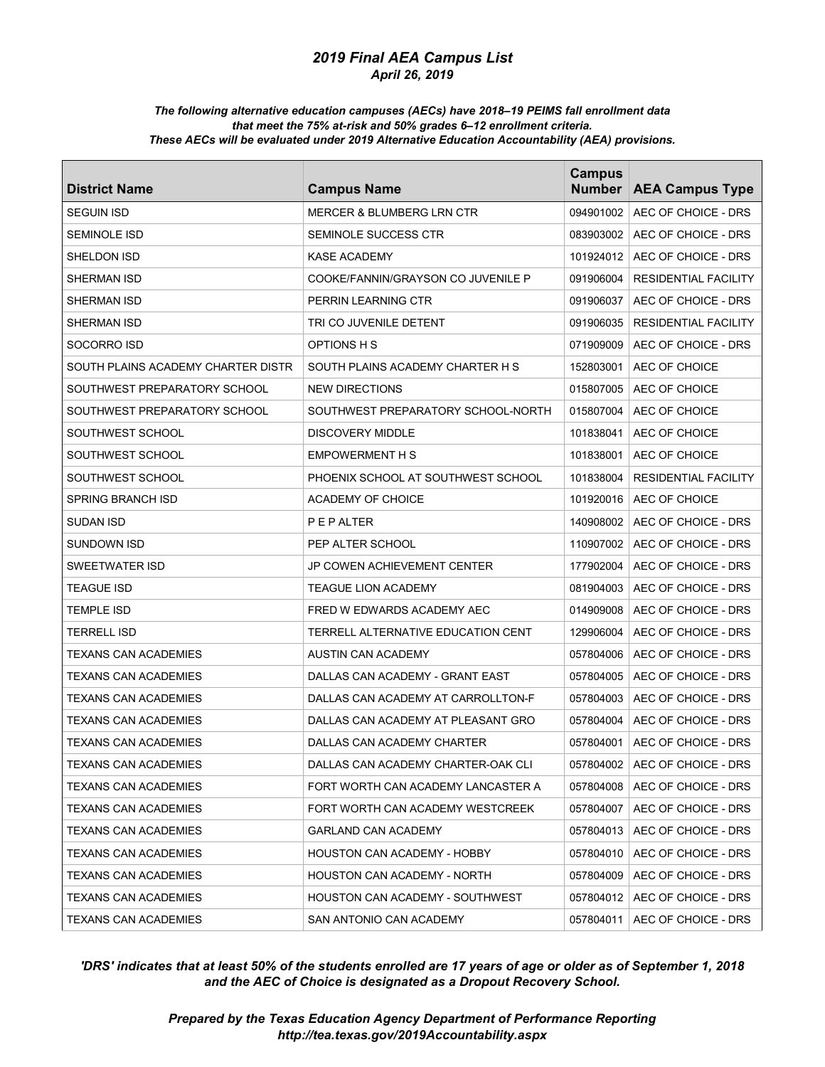## *2019 Final AEA Campus List*
### *April 26, 2019*

***The following alternative education campuses (AECs) have 2018–19 PEIMS fall enrollment data that meet the 75% at-risk and 50% grades 6–12 enrollment criteria. These AECs will be evaluated under 2019 Alternative Education Accountability (AEA) provisions.***

| District Name | Campus Name | Campus Number | AEA Campus Type |
|---|---|---|---|
| SEGUIN ISD | MERCER & BLUMBERG LRN CTR | 094901002 | AEC OF CHOICE - DRS |
| SEMINOLE ISD | SEMINOLE SUCCESS CTR | 083903002 | AEC OF CHOICE - DRS |
| SHELDON ISD | KASE ACADEMY | 101924012 | AEC OF CHOICE - DRS |
| SHERMAN ISD | COOKE/FANNIN/GRAYSON CO JUVENILE P | 091906004 | RESIDENTIAL FACILITY |
| SHERMAN ISD | PERRIN LEARNING CTR | 091906037 | AEC OF CHOICE - DRS |
| SHERMAN ISD | TRI CO JUVENILE DETENT | 091906035 | RESIDENTIAL FACILITY |
| SOCORRO ISD | OPTIONS H S | 071909009 | AEC OF CHOICE - DRS |
| SOUTH PLAINS ACADEMY CHARTER DISTR | SOUTH PLAINS ACADEMY CHARTER H S | 152803001 | AEC OF CHOICE |
| SOUTHWEST PREPARATORY SCHOOL | NEW DIRECTIONS | 015807005 | AEC OF CHOICE |
| SOUTHWEST PREPARATORY SCHOOL | SOUTHWEST PREPARATORY SCHOOL-NORTH | 015807004 | AEC OF CHOICE |
| SOUTHWEST SCHOOL | DISCOVERY MIDDLE | 101838041 | AEC OF CHOICE |
| SOUTHWEST SCHOOL | EMPOWERMENT H S | 101838001 | AEC OF CHOICE |
| SOUTHWEST SCHOOL | PHOENIX SCHOOL AT SOUTHWEST SCHOOL | 101838004 | RESIDENTIAL FACILITY |
| SPRING BRANCH ISD | ACADEMY OF CHOICE | 101920016 | AEC OF CHOICE |
| SUDAN ISD | P E P ALTER | 140908002 | AEC OF CHOICE - DRS |
| SUNDOWN ISD | PEP ALTER SCHOOL | 110907002 | AEC OF CHOICE - DRS |
| SWEETWATER ISD | JP COWEN ACHIEVEMENT CENTER | 177902004 | AEC OF CHOICE - DRS |
| TEAGUE ISD | TEAGUE LION ACADEMY | 081904003 | AEC OF CHOICE - DRS |
| TEMPLE ISD | FRED W EDWARDS ACADEMY AEC | 014909008 | AEC OF CHOICE - DRS |
| TERRELL ISD | TERRELL ALTERNATIVE EDUCATION CENT | 129906004 | AEC OF CHOICE - DRS |
| TEXANS CAN ACADEMIES | AUSTIN CAN ACADEMY | 057804006 | AEC OF CHOICE - DRS |
| TEXANS CAN ACADEMIES | DALLAS CAN ACADEMY - GRANT EAST | 057804005 | AEC OF CHOICE - DRS |
| TEXANS CAN ACADEMIES | DALLAS CAN ACADEMY AT CARROLLTON-F | 057804003 | AEC OF CHOICE - DRS |
| TEXANS CAN ACADEMIES | DALLAS CAN ACADEMY AT PLEASANT GRO | 057804004 | AEC OF CHOICE - DRS |
| TEXANS CAN ACADEMIES | DALLAS CAN ACADEMY CHARTER | 057804001 | AEC OF CHOICE - DRS |
| TEXANS CAN ACADEMIES | DALLAS CAN ACADEMY CHARTER-OAK CLI | 057804002 | AEC OF CHOICE - DRS |
| TEXANS CAN ACADEMIES | FORT WORTH CAN ACADEMY LANCASTER A | 057804008 | AEC OF CHOICE - DRS |
| TEXANS CAN ACADEMIES | FORT WORTH CAN ACADEMY WESTCREEK | 057804007 | AEC OF CHOICE - DRS |
| TEXANS CAN ACADEMIES | GARLAND CAN ACADEMY | 057804013 | AEC OF CHOICE - DRS |
| TEXANS CAN ACADEMIES | HOUSTON CAN ACADEMY - HOBBY | 057804010 | AEC OF CHOICE - DRS |
| TEXANS CAN ACADEMIES | HOUSTON CAN ACADEMY - NORTH | 057804009 | AEC OF CHOICE - DRS |
| TEXANS CAN ACADEMIES | HOUSTON CAN ACADEMY - SOUTHWEST | 057804012 | AEC OF CHOICE - DRS |
| TEXANS CAN ACADEMIES | SAN ANTONIO CAN ACADEMY | 057804011 | AEC OF CHOICE - DRS |

***'DRS' indicates that at least 50% of the students enrolled are 17 years of age or older as of September 1, 2018 and the AEC of Choice is designated as a Dropout Recovery School.***

***Prepared by the Texas Education Agency Department of Performance Reporting http://tea.texas.gov/2019Accountability.aspx***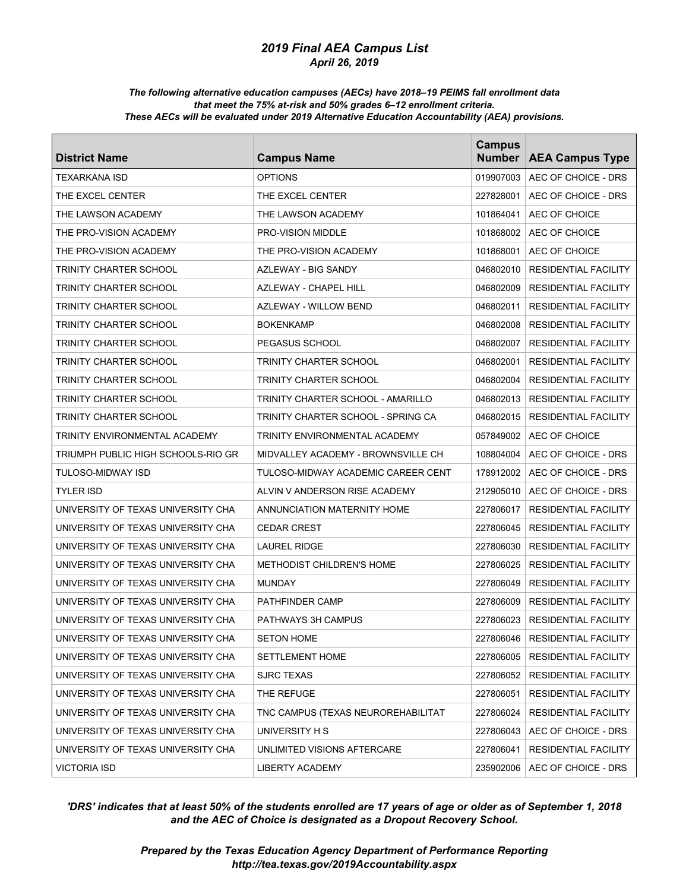# *2019 Final AEA Campus List*

***April 26, 2019***

***The following alternative education campuses (AECs) have 2018–19 PEIMS fall enrollment data that meet the 75% at-risk and 50% grades 6–12 enrollment criteria. These AECs will be evaluated under 2019 Alternative Education Accountability (AEA) provisions.***

| District Name | Campus Name | Campus Number | AEA Campus Type |
|---|---|---|---|
| TEXARKANA ISD | OPTIONS | 019907003 | AEC OF CHOICE - DRS |
| THE EXCEL CENTER | THE EXCEL CENTER | 227828001 | AEC OF CHOICE - DRS |
| THE LAWSON ACADEMY | THE LAWSON ACADEMY | 101864041 | AEC OF CHOICE |
| THE PRO-VISION ACADEMY | PRO-VISION MIDDLE | 101868002 | AEC OF CHOICE |
| THE PRO-VISION ACADEMY | THE PRO-VISION ACADEMY | 101868001 | AEC OF CHOICE |
| TRINITY CHARTER SCHOOL | AZLEWAY - BIG SANDY | 046802010 | RESIDENTIAL FACILITY |
| TRINITY CHARTER SCHOOL | AZLEWAY - CHAPEL HILL | 046802009 | RESIDENTIAL FACILITY |
| TRINITY CHARTER SCHOOL | AZLEWAY - WILLOW BEND | 046802011 | RESIDENTIAL FACILITY |
| TRINITY CHARTER SCHOOL | BOKENKAMP | 046802008 | RESIDENTIAL FACILITY |
| TRINITY CHARTER SCHOOL | PEGASUS SCHOOL | 046802007 | RESIDENTIAL FACILITY |
| TRINITY CHARTER SCHOOL | TRINITY CHARTER SCHOOL | 046802001 | RESIDENTIAL FACILITY |
| TRINITY CHARTER SCHOOL | TRINITY CHARTER SCHOOL | 046802004 | RESIDENTIAL FACILITY |
| TRINITY CHARTER SCHOOL | TRINITY CHARTER SCHOOL - AMARILLO | 046802013 | RESIDENTIAL FACILITY |
| TRINITY CHARTER SCHOOL | TRINITY CHARTER SCHOOL - SPRING CA | 046802015 | RESIDENTIAL FACILITY |
| TRINITY ENVIRONMENTAL ACADEMY | TRINITY ENVIRONMENTAL ACADEMY | 057849002 | AEC OF CHOICE |
| TRIUMPH PUBLIC HIGH SCHOOLS-RIO GR | MIDVALLEY ACADEMY - BROWNSVILLE CH | 108804004 | AEC OF CHOICE - DRS |
| TULOSO-MIDWAY ISD | TULOSO-MIDWAY ACADEMIC CAREER CENT | 178912002 | AEC OF CHOICE - DRS |
| TYLER ISD | ALVIN V ANDERSON RISE ACADEMY | 212905010 | AEC OF CHOICE - DRS |
| UNIVERSITY OF TEXAS UNIVERSITY CHA | ANNUNCIATION MATERNITY HOME | 227806017 | RESIDENTIAL FACILITY |
| UNIVERSITY OF TEXAS UNIVERSITY CHA | CEDAR CREST | 227806045 | RESIDENTIAL FACILITY |
| UNIVERSITY OF TEXAS UNIVERSITY CHA | LAUREL RIDGE | 227806030 | RESIDENTIAL FACILITY |
| UNIVERSITY OF TEXAS UNIVERSITY CHA | METHODIST CHILDREN'S HOME | 227806025 | RESIDENTIAL FACILITY |
| UNIVERSITY OF TEXAS UNIVERSITY CHA | MUNDAY | 227806049 | RESIDENTIAL FACILITY |
| UNIVERSITY OF TEXAS UNIVERSITY CHA | PATHFINDER CAMP | 227806009 | RESIDENTIAL FACILITY |
| UNIVERSITY OF TEXAS UNIVERSITY CHA | PATHWAYS 3H CAMPUS | 227806023 | RESIDENTIAL FACILITY |
| UNIVERSITY OF TEXAS UNIVERSITY CHA | SETON HOME | 227806046 | RESIDENTIAL FACILITY |
| UNIVERSITY OF TEXAS UNIVERSITY CHA | SETTLEMENT HOME | 227806005 | RESIDENTIAL FACILITY |
| UNIVERSITY OF TEXAS UNIVERSITY CHA | SJRC TEXAS | 227806052 | RESIDENTIAL FACILITY |
| UNIVERSITY OF TEXAS UNIVERSITY CHA | THE REFUGE | 227806051 | RESIDENTIAL FACILITY |
| UNIVERSITY OF TEXAS UNIVERSITY CHA | TNC CAMPUS (TEXAS NEUROREHABILITAT | 227806024 | RESIDENTIAL FACILITY |
| UNIVERSITY OF TEXAS UNIVERSITY CHA | UNIVERSITY H S | 227806043 | AEC OF CHOICE - DRS |
| UNIVERSITY OF TEXAS UNIVERSITY CHA | UNLIMITED VISIONS AFTERCARE | 227806041 | RESIDENTIAL FACILITY |
| VICTORIA ISD | LIBERTY ACADEMY | 235902006 | AEC OF CHOICE - DRS |

***'DRS' indicates that at least 50% of the students enrolled are 17 years of age or older as of September 1, 2018 and the AEC of Choice is designated as a Dropout Recovery School.***

***Prepared by the Texas Education Agency Department of Performance Reporting***
***http://tea.texas.gov/2019Accountability.aspx***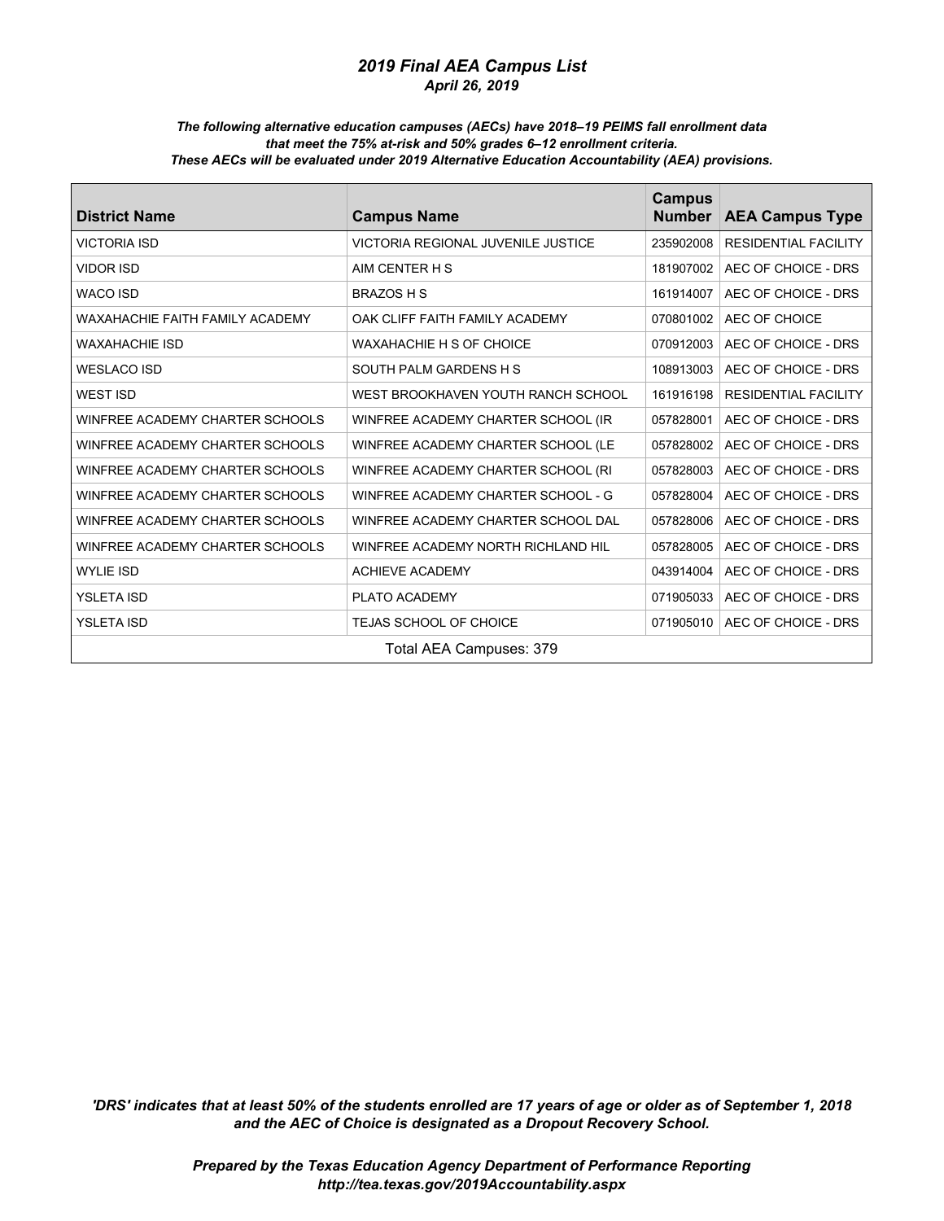## *2019 Final AEA Campus List*
### *April 26, 2019*

***The following alternative education campuses (AECs) have 2018–19 PEIMS fall enrollment data that meet the 75% at-risk and 50% grades 6–12 enrollment criteria. These AECs will be evaluated under 2019 Alternative Education Accountability (AEA) provisions.***

| District Name | Campus Name | Campus Number | AEA Campus Type |
|---|---|---|---|
| VICTORIA ISD | VICTORIA REGIONAL JUVENILE JUSTICE | 235902008 | RESIDENTIAL FACILITY |
| VIDOR ISD | AIM CENTER H S | 181907002 | AEC OF CHOICE - DRS |
| WACO ISD | BRAZOS H S | 161914007 | AEC OF CHOICE - DRS |
| WAXAHACHIE FAITH FAMILY ACADEMY | OAK CLIFF FAITH FAMILY ACADEMY | 070801002 | AEC OF CHOICE |
| WAXAHACHIE ISD | WAXAHACHIE H S OF CHOICE | 070912003 | AEC OF CHOICE - DRS |
| WESLACO ISD | SOUTH PALM GARDENS H S | 108913003 | AEC OF CHOICE - DRS |
| WEST ISD | WEST BROOKHAVEN YOUTH RANCH SCHOOL | 161916198 | RESIDENTIAL FACILITY |
| WINFREE ACADEMY CHARTER SCHOOLS | WINFREE ACADEMY CHARTER SCHOOL (IR | 057828001 | AEC OF CHOICE - DRS |
| WINFREE ACADEMY CHARTER SCHOOLS | WINFREE ACADEMY CHARTER SCHOOL (LE | 057828002 | AEC OF CHOICE - DRS |
| WINFREE ACADEMY CHARTER SCHOOLS | WINFREE ACADEMY CHARTER SCHOOL (RI | 057828003 | AEC OF CHOICE - DRS |
| WINFREE ACADEMY CHARTER SCHOOLS | WINFREE ACADEMY CHARTER SCHOOL - G | 057828004 | AEC OF CHOICE - DRS |
| WINFREE ACADEMY CHARTER SCHOOLS | WINFREE ACADEMY CHARTER SCHOOL DAL | 057828006 | AEC OF CHOICE - DRS |
| WINFREE ACADEMY CHARTER SCHOOLS | WINFREE ACADEMY NORTH RICHLAND HIL | 057828005 | AEC OF CHOICE - DRS |
| WYLIE ISD | ACHIEVE ACADEMY | 043914004 | AEC OF CHOICE - DRS |
| YSLETA ISD | PLATO ACADEMY | 071905033 | AEC OF CHOICE - DRS |
| YSLETA ISD | TEJAS SCHOOL OF CHOICE | 071905010 | AEC OF CHOICE - DRS |
| Total AEA Campuses: 379 | | | |

***'DRS' indicates that at least 50% of the students enrolled are 17 years of age or older as of September 1, 2018 and the AEC of Choice is designated as a Dropout Recovery School.***

***Prepared by the Texas Education Agency Department of Performance Reporting***
***http://tea.texas.gov/2019Accountability.aspx***